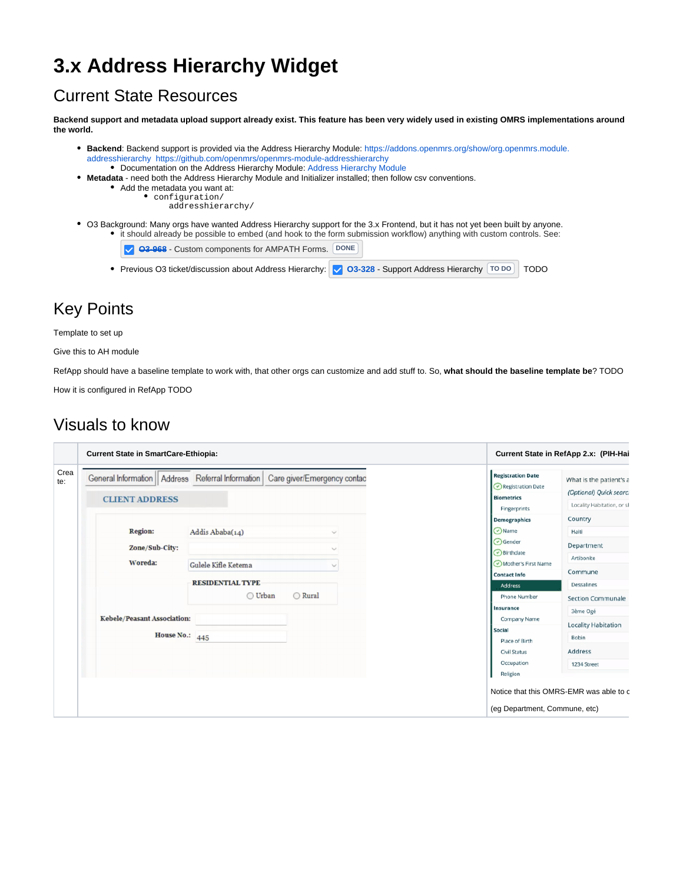# 3.x Address Hierarchy Widget

## Current State Resources

**Backend support and metadata upload support already exist. This feature has been very widely used in existing OMRS implementations around the world.**

- **Backend**: Backend support is provided via the Address Hierarchy Module: https://addons.openmrs.org/show/org.openmrs.module.addresshierarchy https://github.com/openmrs/openmrs-module-addresshierarchy
  - Documentation on the Address Hierarchy Module: Address Hierarchy Module
- **Metadata** - need both the Address Hierarchy Module and Initializer installed; then follow csv conventions.
  - Add the metadata you want at:
    - `configuration/addresshierarchy/`
- O3 Background: Many orgs have wanted Address Hierarchy support for the 3.x Frontend, but it has not yet been built by anyone.
  - it should already be possible to embed (and hook to the form submission workflow) anything with custom controls. See: ~~O3-968~~ - Custom components for AMPATH Forms. DONE
  - Previous O3 ticket/discussion about Address Hierarchy: O3-328 - Support Address Hierarchy TO DO TODO

## Key Points

Template to set up

Give this to AH module

RefApp should have a baseline template to work with, that other orgs can customize and add stuff to. So, **what should the baseline template be**? TODO

How it is configured in RefApp TODO

## Visuals to know

| | Current State in SmartCare-Ethiopia: | Current State in RefApp 2.x: (PIH-Hai |
|---|---|---|
| Create: | | Notice that this OMRS-EMR was able to c<br><br>(eg Department, Commune, etc) |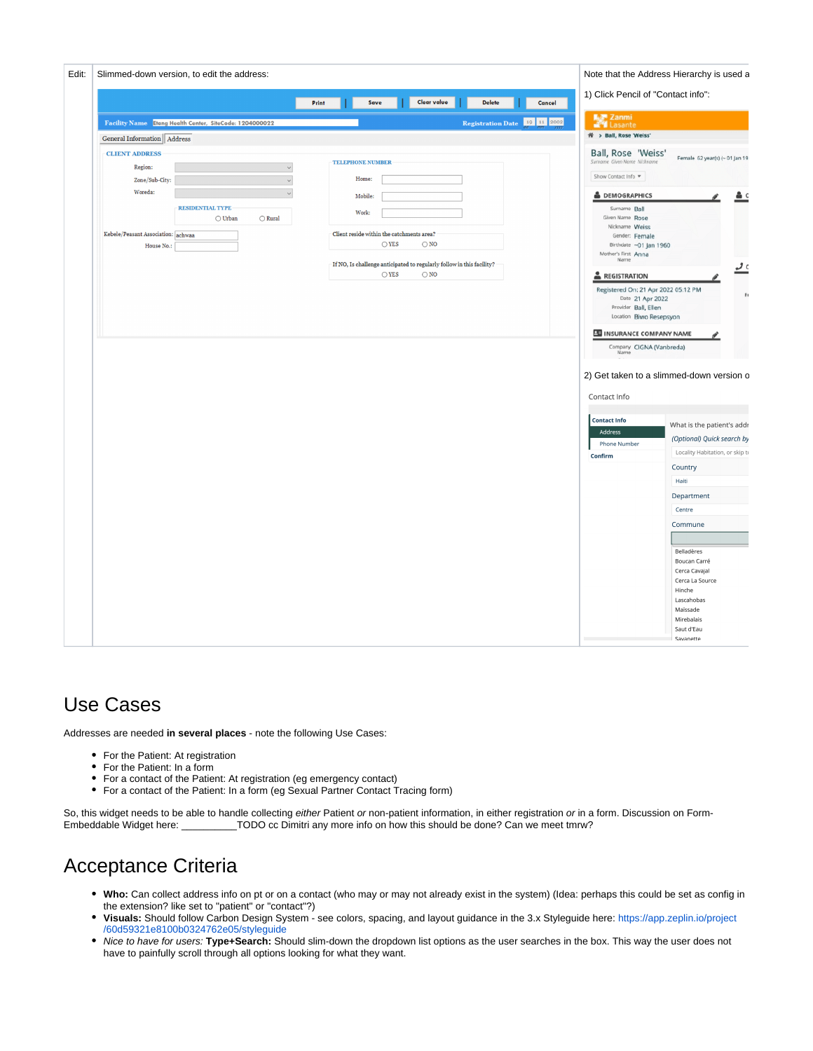| Edit: | Slimmed-down version, to edit the address: | Note that the Address Hierarchy is used a |
| --- | --- | --- |
| | | 1) Click Pencil of "Contact info": |
| | | 2) Get taken to a slimmed-down version o |

# Use Cases

Addresses are needed **in several places** - note the following Use Cases:

- For the Patient: At registration
- For the Patient: In a form
- For a contact of the Patient: At registration (eg emergency contact)
- For a contact of the Patient: In a form (eg Sexual Partner Contact Tracing form)

So, this widget needs to be able to handle collecting *either* Patient *or* non-patient information, in either registration *or* in a form. Discussion on Form-Embeddable Widget here: __________TODO cc Dimitri any more info on how this should be done? Can we meet tmrw?

# Acceptance Criteria

- **Who:** Can collect address info on pt or on a contact (who may or may not already exist in the system) (Idea: perhaps this could be set as config in the extension? like set to "patient" or "contact"?)
- **Visuals:** Should follow Carbon Design System - see colors, spacing, and layout guidance in the 3.x Styleguide here: https://app.zeplin.io/project/60d59321e8100b0324762e05/styleguide
- *Nice to have for users:* **Type+Search:** Should slim-down the dropdown list options as the user searches in the box. This way the user does not have to painfully scroll through all options looking for what they want.